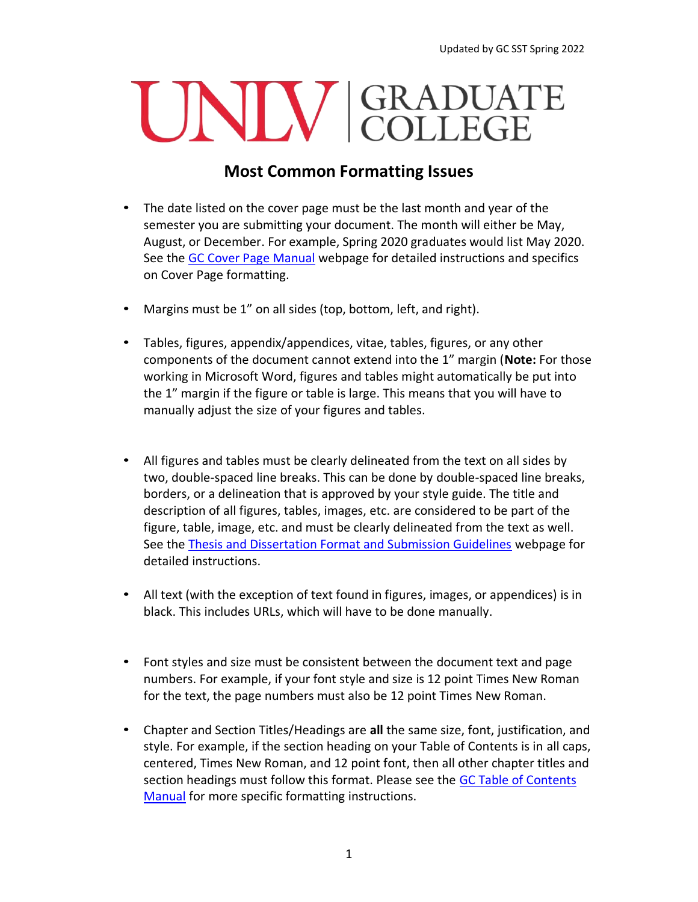Updated by GC SST Spring 2022

UNLV | GRADUATE COLLEGE

## Most Common Formatting Issues

- The date listed on the cover page must be the last month and year of the semester you are submitting your document. The month will either be May, August, or December. For example, Spring 2020 graduates would list May 2020. See the GC Cover Page Manual webpage for detailed instructions and specifics on Cover Page formatting.

- Margins must be 1" on all sides (top, bottom, left, and right).

- Tables, figures, appendix/appendices, vitae, tables, figures, or any other components of the document cannot extend into the 1" margin (**Note:** For those working in Microsoft Word, figures and tables might automatically be put into the 1" margin if the figure or table is large. This means that you will have to manually adjust the size of your figures and tables.

- All figures and tables must be clearly delineated from the text on all sides by two, double-spaced line breaks. This can be done by double-spaced line breaks, borders, or a delineation that is approved by your style guide. The title and description of all figures, tables, images, etc. are considered to be part of the figure, table, image, etc. and must be clearly delineated from the text as well. See the Thesis and Dissertation Format and Submission Guidelines webpage for detailed instructions.

- All text (with the exception of text found in figures, images, or appendices) is in black. This includes URLs, which will have to be done manually.

- Font styles and size must be consistent between the document text and page numbers. For example, if your font style and size is 12 point Times New Roman for the text, the page numbers must also be 12 point Times New Roman.

- Chapter and Section Titles/Headings are **all** the same size, font, justification, and style. For example, if the section heading on your Table of Contents is in all caps, centered, Times New Roman, and 12 point font, then all other chapter titles and section headings must follow this format. Please see the GC Table of Contents Manual for more specific formatting instructions.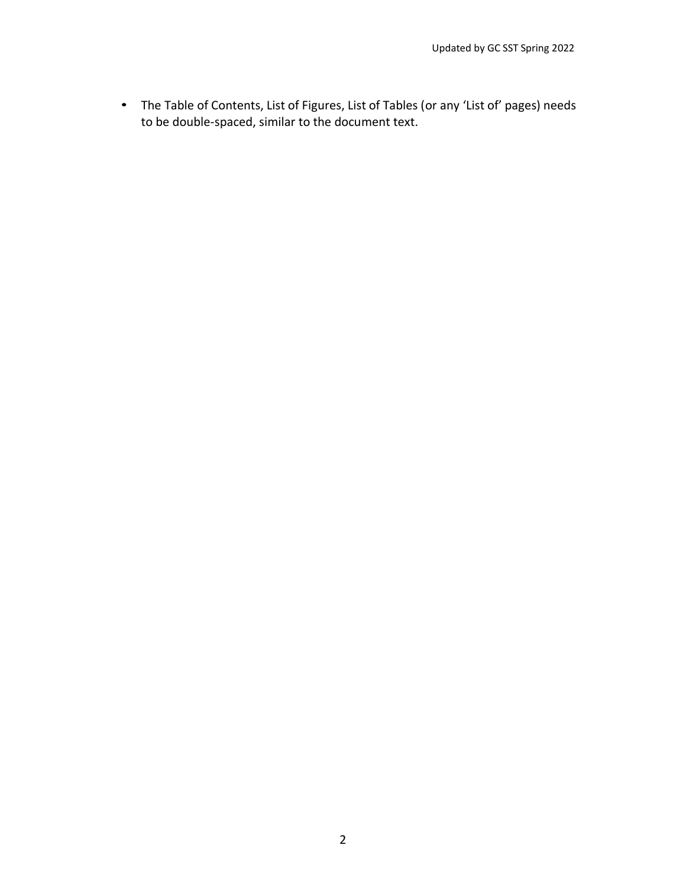- The Table of Contents, List of Figures, List of Tables (or any 'List of' pages) needs to be double-spaced, similar to the document text.